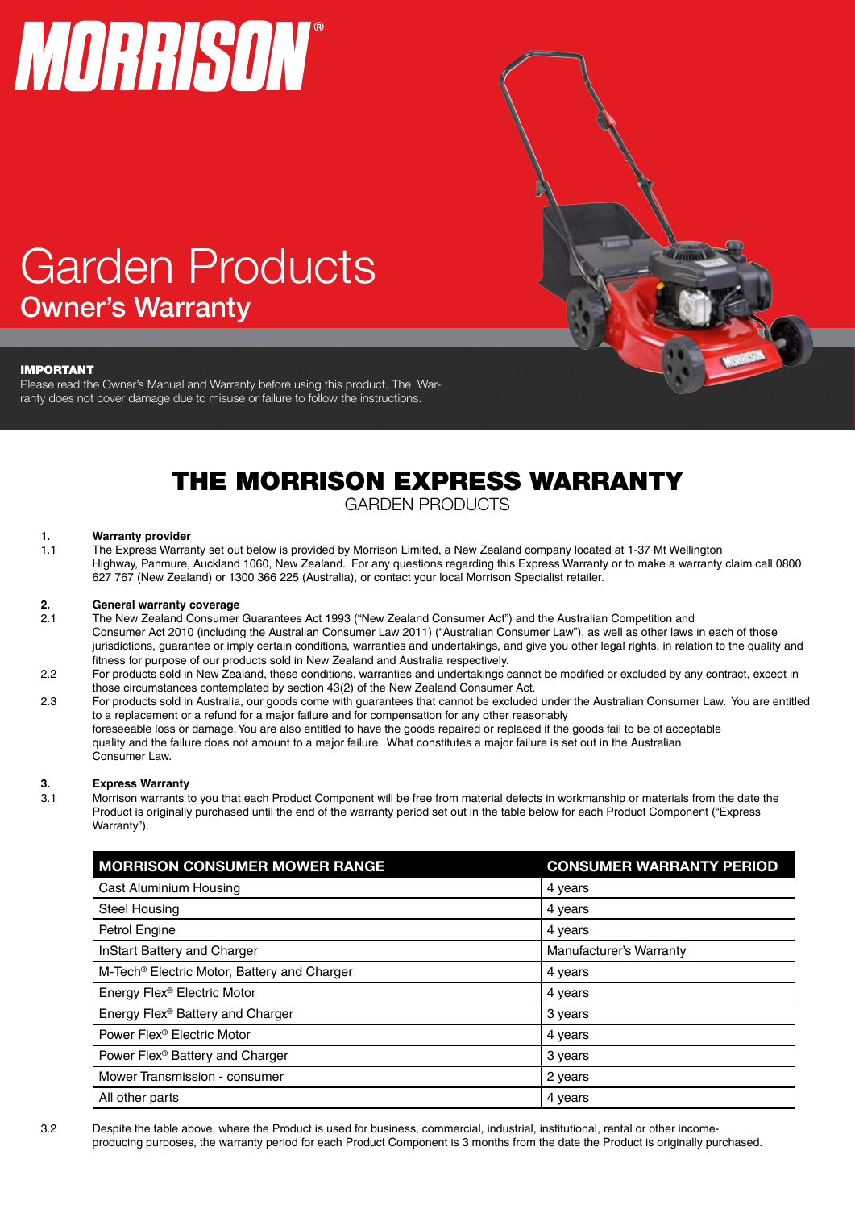# MORRISON®

# Garden Products

## Owner's Warranty

**IMPORTANT**

Please read the Owner's Manual and Warranty before using this product. The Warranty does not cover damage due to misuse or failure to follow the instructions.

# THE MORRISON EXPRESS WARRANTY

GARDEN PRODUCTS

**1. Warranty provider**

1.1 The Express Warranty set out below is provided by Morrison Limited, a New Zealand company located at 1-37 Mt Wellington Highway, Panmure, Auckland 1060, New Zealand. For any questions regarding this Express Warranty or to make a warranty claim call 0800 627 767 (New Zealand) or 1300 366 225 (Australia), or contact your local Morrison Specialist retailer.

**2. General warranty coverage**

2.1 The New Zealand Consumer Guarantees Act 1993 ("New Zealand Consumer Act") and the Australian Competition and Consumer Act 2010 (including the Australian Consumer Law 2011) ("Australian Consumer Law"), as well as other laws in each of those jurisdictions, guarantee or imply certain conditions, warranties and undertakings, and give you other legal rights, in relation to the quality and fitness for purpose of our products sold in New Zealand and Australia respectively.

2.2 For products sold in New Zealand, these conditions, warranties and undertakings cannot be modified or excluded by any contract, except in those circumstances contemplated by section 43(2) of the New Zealand Consumer Act.

2.3 For products sold in Australia, our goods come with guarantees that cannot be excluded under the Australian Consumer Law. You are entitled to a replacement or a refund for a major failure and for compensation for any other reasonably foreseeable loss or damage. You are also entitled to have the goods repaired or replaced if the goods fail to be of acceptable quality and the failure does not amount to a major failure. What constitutes a major failure is set out in the Australian Consumer Law.

**3. Express Warranty**

3.1 Morrison warrants to you that each Product Component will be free from material defects in workmanship or materials from the date the Product is originally purchased until the end of the warranty period set out in the table below for each Product Component ("Express Warranty").

| MORRISON CONSUMER MOWER RANGE | CONSUMER WARRANTY PERIOD |
|---|---|
| Cast Aluminium Housing | 4 years |
| Steel Housing | 4 years |
| Petrol Engine | 4 years |
| InStart Battery and Charger | Manufacturer's Warranty |
| M-Tech® Electric Motor, Battery and Charger | 4 years |
| Energy Flex® Electric Motor | 4 years |
| Energy Flex® Battery and Charger | 3 years |
| Power Flex® Electric Motor | 4 years |
| Power Flex® Battery and Charger | 3 years |
| Mower Transmission - consumer | 2 years |
| All other parts | 4 years |

3.2 Despite the table above, where the Product is used for business, commercial, industrial, institutional, rental or other income-producing purposes, the warranty period for each Product Component is 3 months from the date the Product is originally purchased.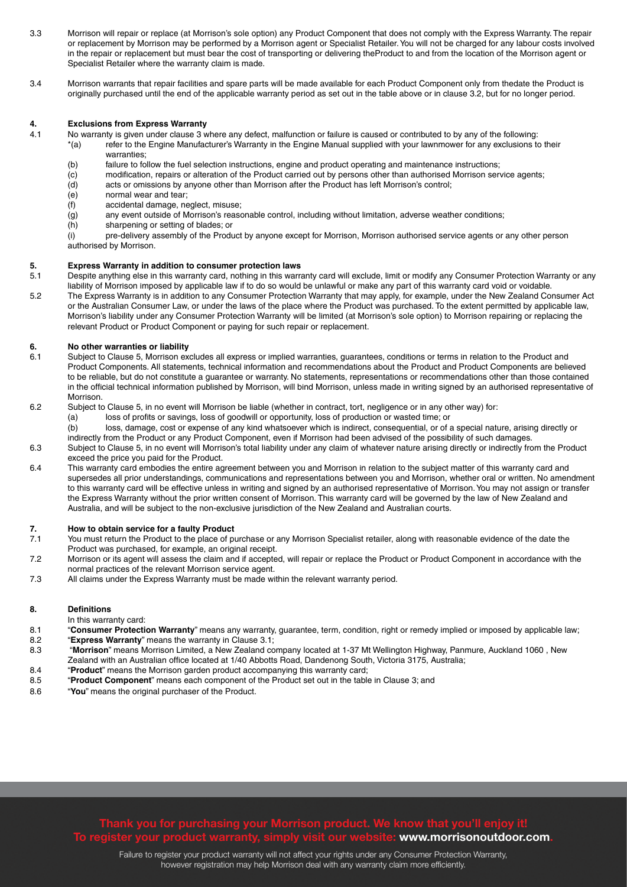3.3 Morrison will repair or replace (at Morrison's sole option) any Product Component that does not comply with the Express Warranty. The repair or replacement by Morrison may be performed by a Morrison agent or Specialist Retailer. You will not be charged for any labour costs involved in the repair or replacement but must bear the cost of transporting or delivering theProduct to and from the location of the Morrison agent or Specialist Retailer where the warranty claim is made.

3.4 Morrison warrants that repair facilities and spare parts will be made available for each Product Component only from thedate the Product is originally purchased until the end of the applicable warranty period as set out in the table above or in clause 3.2, but for no longer period.

### 4. Exclusions from Express Warranty

4.1 No warranty is given under clause 3 where any defect, malfunction or failure is caused or contributed to by any of the following:

- *(a) refer to the Engine Manufacturer's Warranty in the Engine Manual supplied with your lawnmower for any exclusions to their warranties;
- (b) failure to follow the fuel selection instructions, engine and product operating and maintenance instructions;
- (c) modification, repairs or alteration of the Product carried out by persons other than authorised Morrison service agents;
- (d) acts or omissions by anyone other than Morrison after the Product has left Morrison's control;
- (e) normal wear and tear;
- (f) accidental damage, neglect, misuse;
- (g) any event outside of Morrison's reasonable control, including without limitation, adverse weather conditions;
- (h) sharpening or setting of blades; or
- (i) pre-delivery assembly of the Product by anyone except for Morrison, Morrison authorised service agents or any other person authorised by Morrison.

### 5. Express Warranty in addition to consumer protection laws

5.1 Despite anything else in this warranty card, nothing in this warranty card will exclude, limit or modify any Consumer Protection Warranty or any liability of Morrison imposed by applicable law if to do so would be unlawful or make any part of this warranty card void or voidable.

5.2 The Express Warranty is in addition to any Consumer Protection Warranty that may apply, for example, under the New Zealand Consumer Act or the Australian Consumer Law, or under the laws of the place where the Product was purchased. To the extent permitted by applicable law, Morrison's liability under any Consumer Protection Warranty will be limited (at Morrison's sole option) to Morrison repairing or replacing the relevant Product or Product Component or paying for such repair or replacement.

### 6. No other warranties or liability

6.1 Subject to Clause 5, Morrison excludes all express or implied warranties, guarantees, conditions or terms in relation to the Product and Product Components. All statements, technical information and recommendations about the Product and Product Components are believed to be reliable, but do not constitute a guarantee or warranty. No statements, representations or recommendations other than those contained in the official technical information published by Morrison, will bind Morrison, unless made in writing signed by an authorised representative of Morrison.

6.2 Subject to Clause 5, in no event will Morrison be liable (whether in contract, tort, negligence or in any other way) for:

- (a) loss of profits or savings, loss of goodwill or opportunity, loss of production or wasted time; or
- (b) loss, damage, cost or expense of any kind whatsoever which is indirect, consequential, or of a special nature, arising directly or indirectly from the Product or any Product Component, even if Morrison had been advised of the possibility of such damages.

6.3 Subject to Clause 5, in no event will Morrison's total liability under any claim of whatever nature arising directly or indirectly from the Product exceed the price you paid for the Product.

6.4 This warranty card embodies the entire agreement between you and Morrison in relation to the subject matter of this warranty card and supersedes all prior understandings, communications and representations between you and Morrison, whether oral or written. No amendment to this warranty card will be effective unless in writing and signed by an authorised representative of Morrison. You may not assign or transfer the Express Warranty without the prior written consent of Morrison. This warranty card will be governed by the law of New Zealand and Australia, and will be subject to the non-exclusive jurisdiction of the New Zealand and Australian courts.

### 7. How to obtain service for a faulty Product

7.1 You must return the Product to the place of purchase or any Morrison Specialist retailer, along with reasonable evidence of the date the Product was purchased, for example, an original receipt.

7.2 Morrison or its agent will assess the claim and if accepted, will repair or replace the Product or Product Component in accordance with the normal practices of the relevant Morrison service agent.

7.3 All claims under the Express Warranty must be made within the relevant warranty period.

### 8. Definitions

In this warranty card:

8.1 "**Consumer Protection Warranty**" means any warranty, guarantee, term, condition, right or remedy implied or imposed by applicable law;

8.2 "**Express Warranty**" means the warranty in Clause 3.1;

8.3 "**Morrison**" means Morrison Limited, a New Zealand company located at 1-37 Mt Wellington Highway, Panmure, Auckland 1060 , New Zealand with an Australian office located at 1/40 Abbotts Road, Dandenong South, Victoria 3175, Australia;

8.4 "**Product**" means the Morrison garden product accompanying this warranty card;

8.5 "**Product Component**" means each component of the Product set out in the table in Clause 3; and

8.6 "**You**" means the original purchaser of the Product.

**Thank you for purchasing your Morrison product. We know that you'll enjoy it!**
**To register your product warranty, simply visit our website: www.morrisonoutdoor.com.**

Failure to register your product warranty will not affect your rights under any Consumer Protection Warranty, however registration may help Morrison deal with any warranty claim more efficiently.